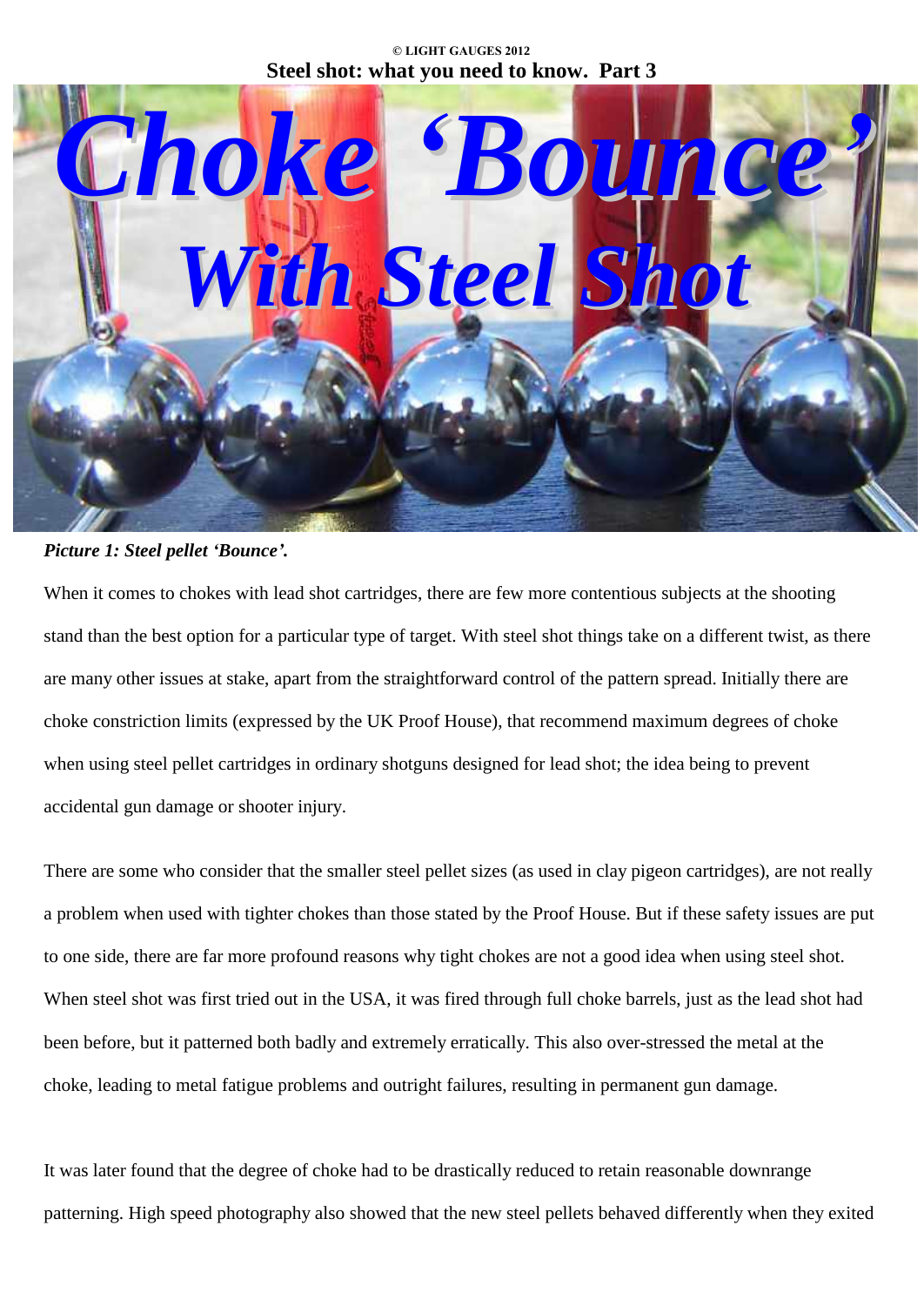**Steel shot: what you need to know. Part 3**

# Choke 'Bounce' With Steel Shot

***Picture 1: Steel pellet 'Bounce'.***

When it comes to chokes with lead shot cartridges, there are few more contentious subjects at the shooting stand than the best option for a particular type of target. With steel shot things take on a different twist, as there are many other issues at stake, apart from the straightforward control of the pattern spread. Initially there are choke constriction limits (expressed by the UK Proof House), that recommend maximum degrees of choke when using steel pellet cartridges in ordinary shotguns designed for lead shot; the idea being to prevent accidental gun damage or shooter injury.

There are some who consider that the smaller steel pellet sizes (as used in clay pigeon cartridges), are not really a problem when used with tighter chokes than those stated by the Proof House. But if these safety issues are put to one side, there are far more profound reasons why tight chokes are not a good idea when using steel shot. When steel shot was first tried out in the USA, it was fired through full choke barrels, just as the lead shot had been before, but it patterned both badly and extremely erratically. This also over-stressed the metal at the choke, leading to metal fatigue problems and outright failures, resulting in permanent gun damage.

It was later found that the degree of choke had to be drastically reduced to retain reasonable downrange patterning. High speed photography also showed that the new steel pellets behaved differently when they exited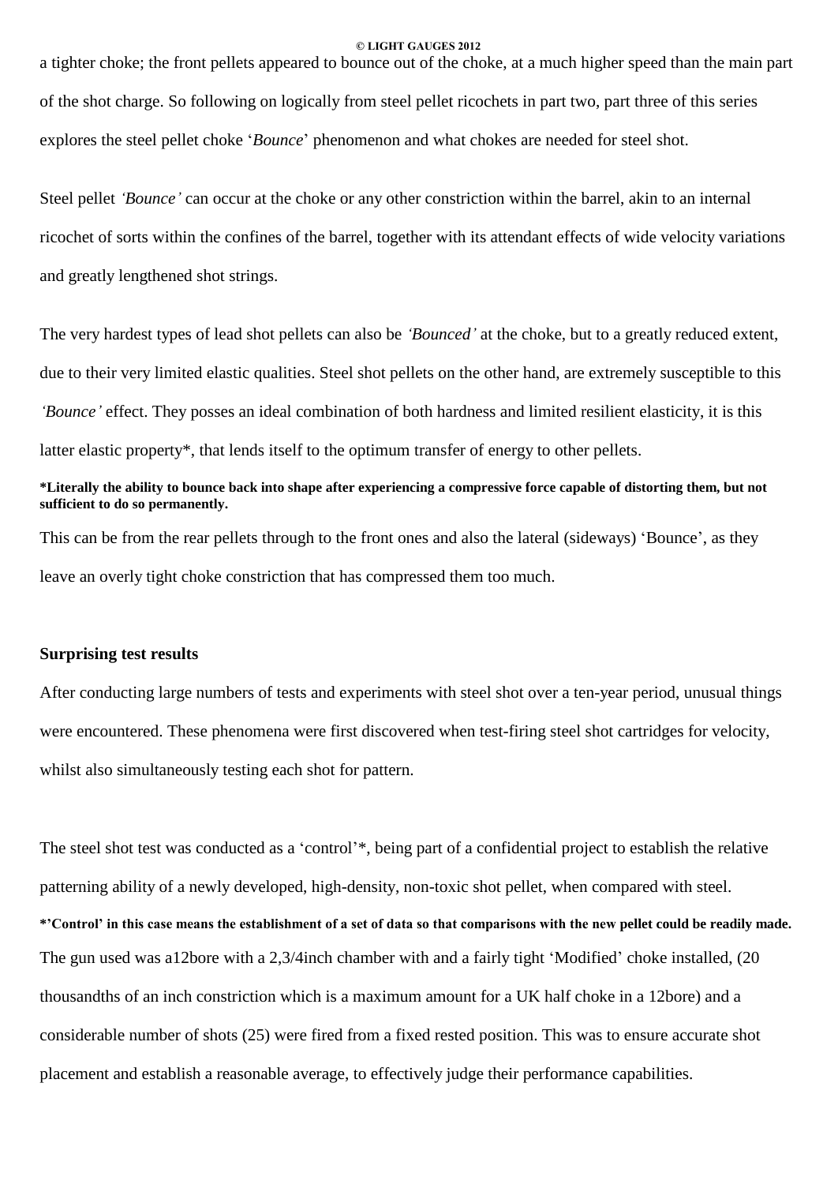a tighter choke; the front pellets appeared to bounce out of the choke, at a much higher speed than the main part of the shot charge. So following on logically from steel pellet ricochets in part two, part three of this series explores the steel pellet choke '*Bounce*' phenomenon and what chokes are needed for steel shot.

Steel pellet *'Bounce'* can occur at the choke or any other constriction within the barrel, akin to an internal ricochet of sorts within the confines of the barrel, together with its attendant effects of wide velocity variations and greatly lengthened shot strings.

The very hardest types of lead shot pellets can also be *'Bounced'* at the choke, but to a greatly reduced extent, due to their very limited elastic qualities. Steel shot pellets on the other hand, are extremely susceptible to this *'Bounce'* effect. They posses an ideal combination of both hardness and limited resilient elasticity, it is this latter elastic property*, that lends itself to the optimum transfer of energy to other pellets.

**\*Literally the ability to bounce back into shape after experiencing a compressive force capable of distorting them, but not sufficient to do so permanently.**

This can be from the rear pellets through to the front ones and also the lateral (sideways) 'Bounce', as they leave an overly tight choke constriction that has compressed them too much.

## Surprising test results

After conducting large numbers of tests and experiments with steel shot over a ten-year period, unusual things were encountered. These phenomena were first discovered when test-firing steel shot cartridges for velocity, whilst also simultaneously testing each shot for pattern.

The steel shot test was conducted as a 'control'*, being part of a confidential project to establish the relative patterning ability of a newly developed, high-density, non-toxic shot pellet, when compared with steel.

**\*'Control' in this case means the establishment of a set of data so that comparisons with the new pellet could be readily made.**

The gun used was a12bore with a 2,3/4inch chamber with and a fairly tight 'Modified' choke installed, (20 thousandths of an inch constriction which is a maximum amount for a UK half choke in a 12bore) and a considerable number of shots (25) were fired from a fixed rested position. This was to ensure accurate shot placement and establish a reasonable average, to effectively judge their performance capabilities.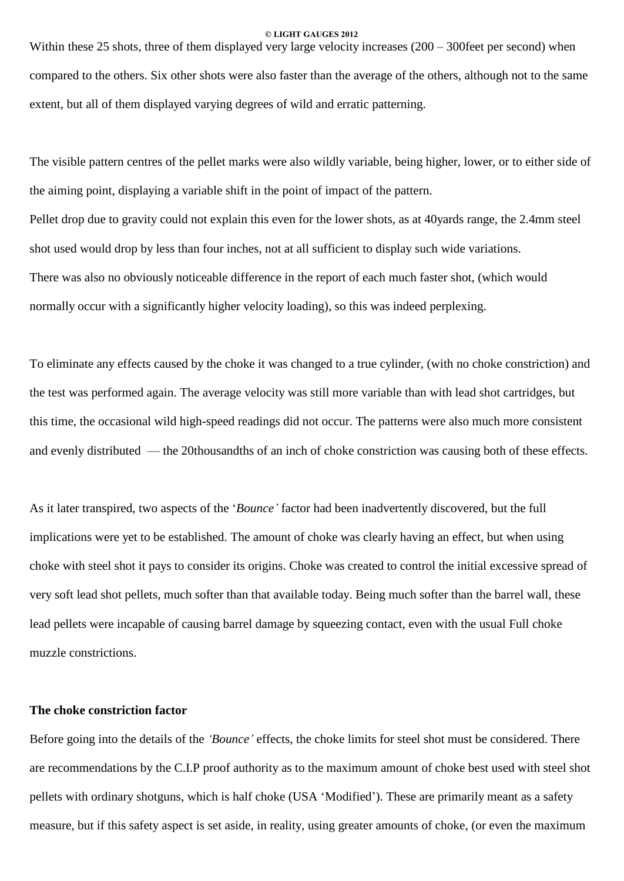Within these 25 shots, three of them displayed very large velocity increases (200 – 300feet per second) when compared to the others. Six other shots were also faster than the average of the others, although not to the same extent, but all of them displayed varying degrees of wild and erratic patterning.

The visible pattern centres of the pellet marks were also wildly variable, being higher, lower, or to either side of the aiming point, displaying a variable shift in the point of impact of the pattern.
Pellet drop due to gravity could not explain this even for the lower shots, as at 40yards range, the 2.4mm steel shot used would drop by less than four inches, not at all sufficient to display such wide variations.
There was also no obviously noticeable difference in the report of each much faster shot, (which would normally occur with a significantly higher velocity loading), so this was indeed perplexing.

To eliminate any effects caused by the choke it was changed to a true cylinder, (with no choke constriction) and the test was performed again. The average velocity was still more variable than with lead shot cartridges, but this time, the occasional wild high-speed readings did not occur. The patterns were also much more consistent and evenly distributed — the 20thousandths of an inch of choke constriction was causing both of these effects.

As it later transpired, two aspects of the '*Bounce'* factor had been inadvertently discovered, but the full implications were yet to be established. The amount of choke was clearly having an effect, but when using choke with steel shot it pays to consider its origins. Choke was created to control the initial excessive spread of very soft lead shot pellets, much softer than that available today. Being much softer than the barrel wall, these lead pellets were incapable of causing barrel damage by squeezing contact, even with the usual Full choke muzzle constrictions.

**The choke constriction factor**

Before going into the details of the *'Bounce'* effects, the choke limits for steel shot must be considered. There are recommendations by the C.I.P proof authority as to the maximum amount of choke best used with steel shot pellets with ordinary shotguns, which is half choke (USA 'Modified'). These are primarily meant as a safety measure, but if this safety aspect is set aside, in reality, using greater amounts of choke, (or even the maximum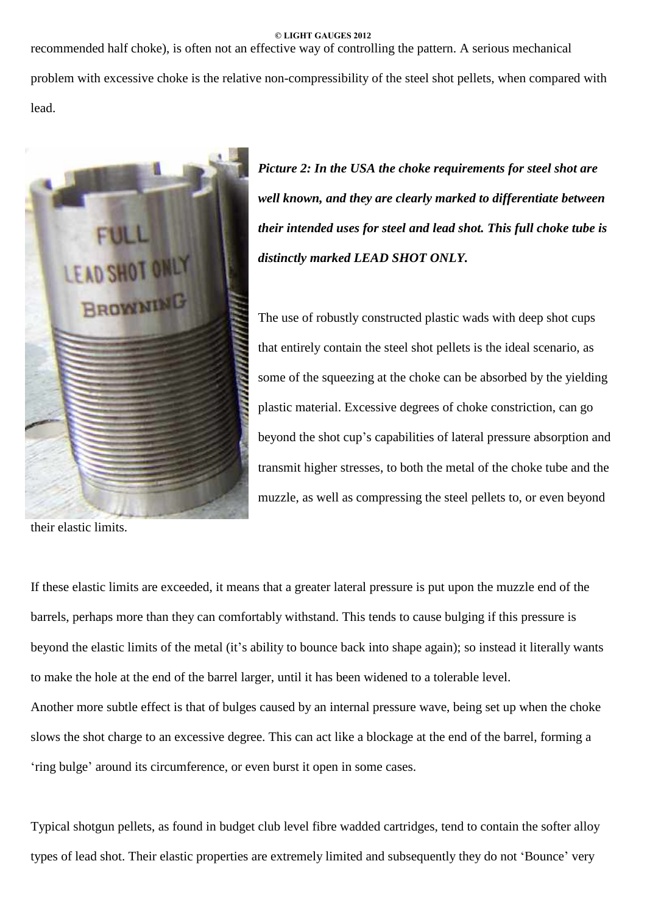recommended half choke), is often not an effective way of controlling the pattern. A serious mechanical problem with excessive choke is the relative non-compressibility of the steel shot pellets, when compared with lead.

***Picture 2: In the USA the choke requirements for steel shot are well known, and they are clearly marked to differentiate between their intended uses for steel and lead shot. This full choke tube is distinctly marked LEAD SHOT ONLY.***

The use of robustly constructed plastic wads with deep shot cups that entirely contain the steel shot pellets is the ideal scenario, as some of the squeezing at the choke can be absorbed by the yielding plastic material. Excessive degrees of choke constriction, can go beyond the shot cup's capabilities of lateral pressure absorption and transmit higher stresses, to both the metal of the choke tube and the muzzle, as well as compressing the steel pellets to, or even beyond their elastic limits.

If these elastic limits are exceeded, it means that a greater lateral pressure is put upon the muzzle end of the barrels, perhaps more than they can comfortably withstand. This tends to cause bulging if this pressure is beyond the elastic limits of the metal (it's ability to bounce back into shape again); so instead it literally wants to make the hole at the end of the barrel larger, until it has been widened to a tolerable level.
Another more subtle effect is that of bulges caused by an internal pressure wave, being set up when the choke slows the shot charge to an excessive degree. This can act like a blockage at the end of the barrel, forming a 'ring bulge' around its circumference, or even burst it open in some cases.

Typical shotgun pellets, as found in budget club level fibre wadded cartridges, tend to contain the softer alloy types of lead shot. Their elastic properties are extremely limited and subsequently they do not 'Bounce' very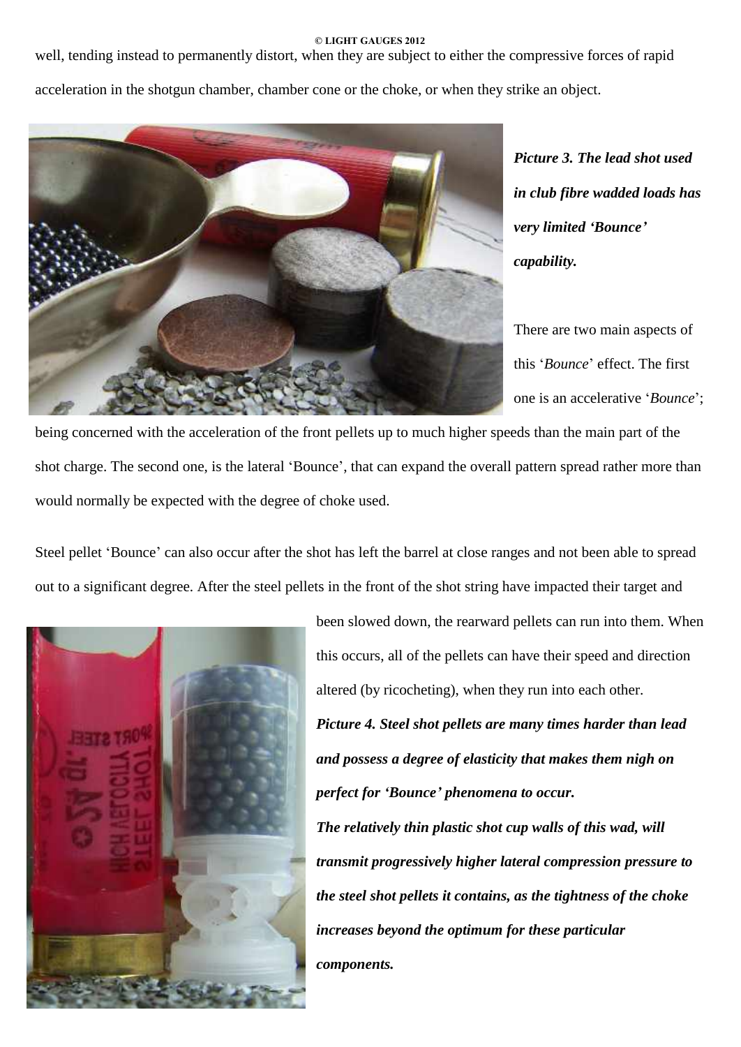well, tending instead to permanently distort, when they are subject to either the compressive forces of rapid acceleration in the shotgun chamber, chamber cone or the choke, or when they strike an object.

***Picture 3. The lead shot used in club fibre wadded loads has very limited 'Bounce' capability.***

There are two main aspects of this '*Bounce*' effect. The first one is an accelerative '*Bounce*'; being concerned with the acceleration of the front pellets up to much higher speeds than the main part of the shot charge. The second one, is the lateral 'Bounce', that can expand the overall pattern spread rather more than would normally be expected with the degree of choke used.

Steel pellet 'Bounce' can also occur after the shot has left the barrel at close ranges and not been able to spread out to a significant degree. After the steel pellets in the front of the shot string have impacted their target and been slowed down, the rearward pellets can run into them. When this occurs, all of the pellets can have their speed and direction altered (by ricocheting), when they run into each other.

***Picture 4. Steel shot pellets are many times harder than lead and possess a degree of elasticity that makes them nigh on perfect for 'Bounce' phenomena to occur.***
***The relatively thin plastic shot cup walls of this wad, will transmit progressively higher lateral compression pressure to the steel shot pellets it contains, as the tightness of the choke increases beyond the optimum for these particular components.***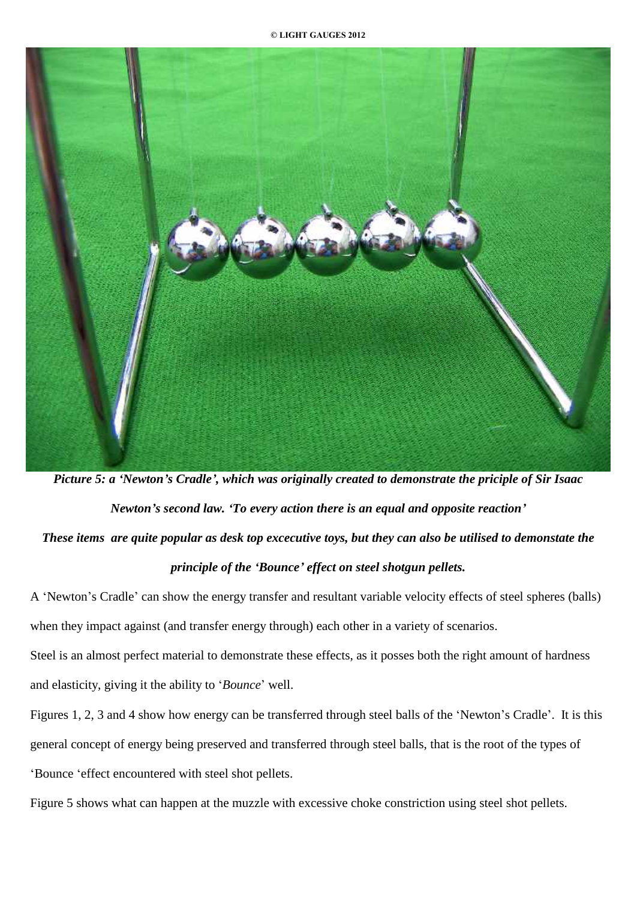***Picture 5: a 'Newton's Cradle', which was originally created to demonstrate the priciple of Sir Isaac Newton's second law. 'To every action there is an equal and opposite reaction'***

***These items are quite popular as desk top excecutive toys, but they can also be utilised to demonstate the principle of the 'Bounce' effect on steel shotgun pellets.***

A 'Newton's Cradle' can show the energy transfer and resultant variable velocity effects of steel spheres (balls) when they impact against (and transfer energy through) each other in a variety of scenarios.

Steel is an almost perfect material to demonstrate these effects, as it posses both the right amount of hardness and elasticity, giving it the ability to '*Bounce*' well.

Figures 1, 2, 3 and 4 show how energy can be transferred through steel balls of the 'Newton's Cradle'. It is this general concept of energy being preserved and transferred through steel balls, that is the root of the types of 'Bounce 'effect encountered with steel shot pellets.

Figure 5 shows what can happen at the muzzle with excessive choke constriction using steel shot pellets.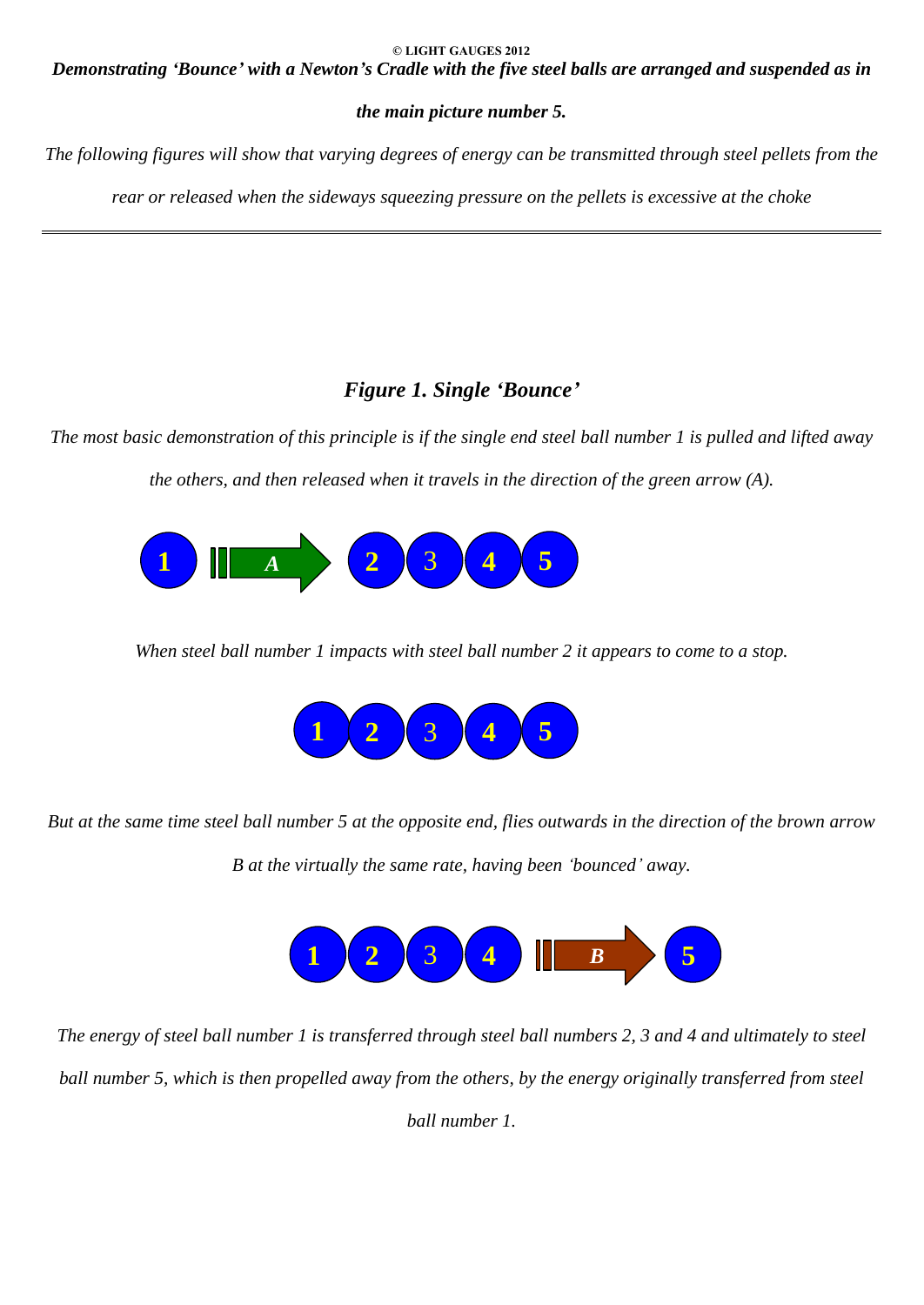**Demonstrating 'Bounce' with a Newton's Cradle with the five steel balls are arranged and suspended as in the main picture number 5.**

*The following figures will show that varying degrees of energy can be transmitted through steel pellets from the rear or released when the sideways squeezing pressure on the pellets is excessive at the choke*

---

### *Figure 1. Single 'Bounce'*

*The most basic demonstration of this principle is if the single end steel ball number 1 is pulled and lifted away the others, and then released when it travels in the direction of the green arrow (A).*

1 A → 2 3 4 5

*When steel ball number 1 impacts with steel ball number 2 it appears to come to a stop.*

1 2 3 4 5

*But at the same time steel ball number 5 at the opposite end, flies outwards in the direction of the brown arrow B at the virtually the same rate, having been 'bounced' away.*

1 2 3 4 B → 5

*The energy of steel ball number 1 is transferred through steel ball numbers 2, 3 and 4 and ultimately to steel ball number 5, which is then propelled away from the others, by the energy originally transferred from steel ball number 1.*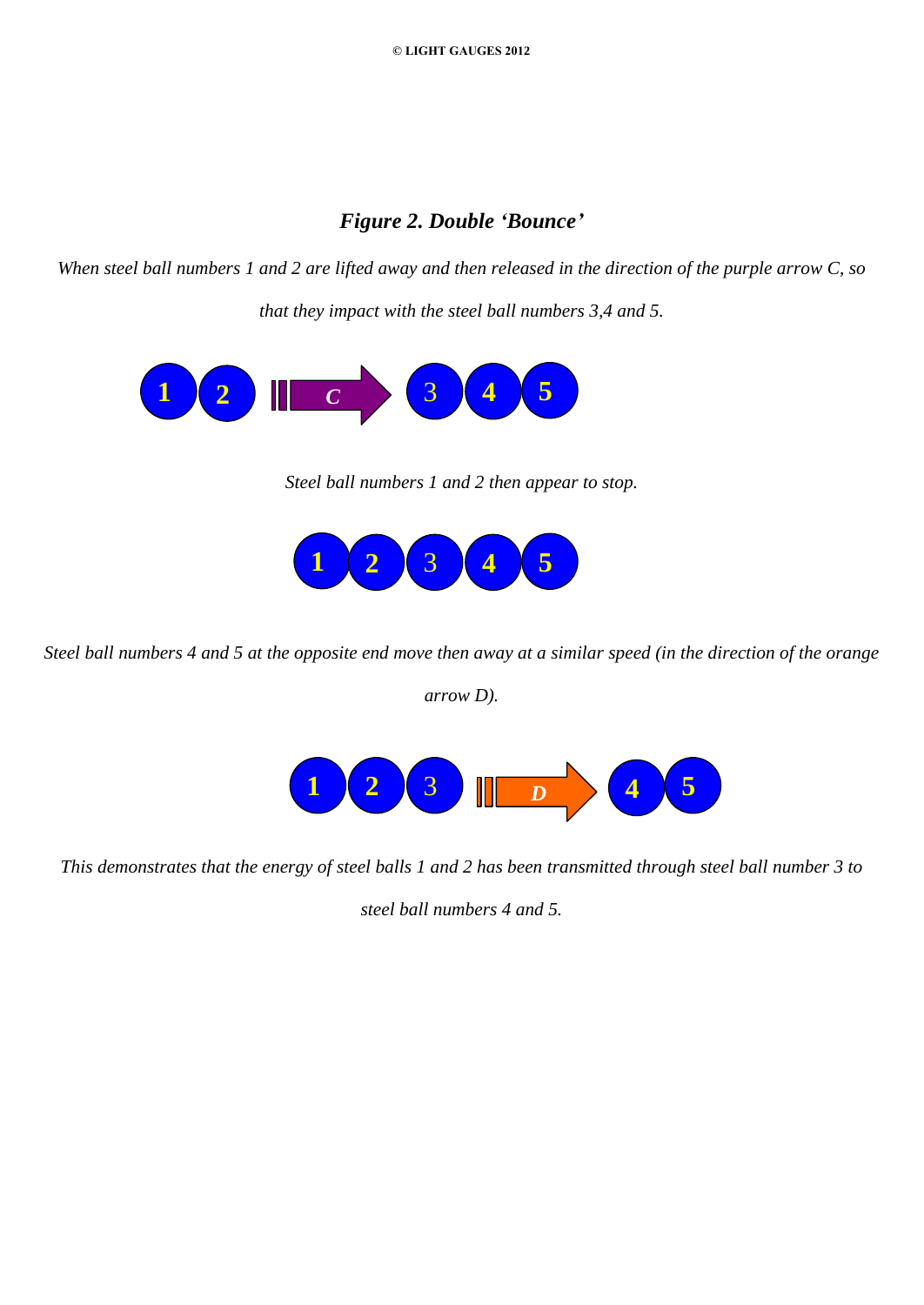***Figure 2. Double 'Bounce'***

*When steel ball numbers 1 and 2 are lifted away and then released in the direction of the purple arrow C, so that they impact with the steel ball numbers 3,4 and 5.*

*Steel ball numbers 1 and 2 then appear to stop.*

*Steel ball numbers 4 and 5 at the opposite end move then away at a similar speed (in the direction of the orange arrow D).*

*This demonstrates that the energy of steel balls 1 and 2 has been transmitted through steel ball number 3 to steel ball numbers 4 and 5.*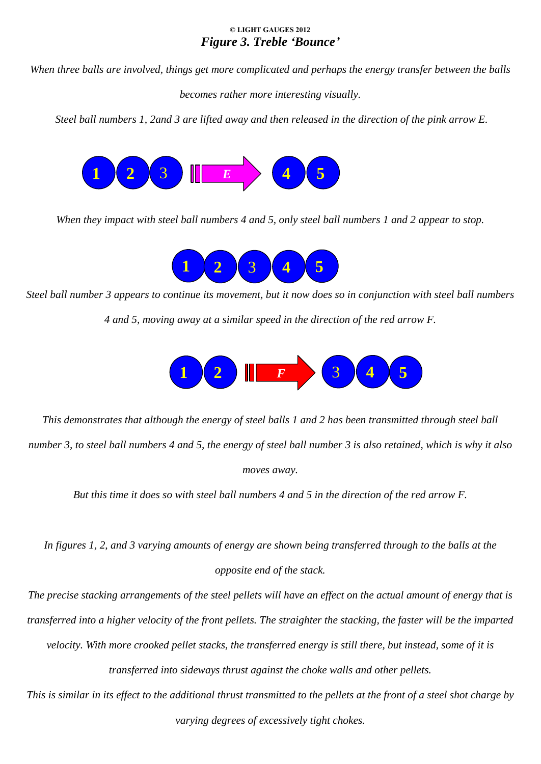© LIGHT GAUGES 2012

## *Figure 3. Treble 'Bounce'*

*When three balls are involved, things get more complicated and perhaps the energy transfer between the balls becomes rather more interesting visually.*

*Steel ball numbers 1, 2and 3 are lifted away and then released in the direction of the pink arrow E.*

1 2 3 E 4 5

*When they impact with steel ball numbers 4 and 5, only steel ball numbers 1 and 2 appear to stop.*

1 2 3 4 5

*Steel ball number 3 appears to continue its movement, but it now does so in conjunction with steel ball numbers 4 and 5, moving away at a similar speed in the direction of the red arrow F.*

1 2 F 3 4 5

*This demonstrates that although the energy of steel balls 1 and 2 has been transmitted through steel ball number 3, to steel ball numbers 4 and 5, the energy of steel ball number 3 is also retained, which is why it also moves away.*

*But this time it does so with steel ball numbers 4 and 5 in the direction of the red arrow F.*

*In figures 1, 2, and 3 varying amounts of energy are shown being transferred through to the balls at the opposite end of the stack.*

*The precise stacking arrangements of the steel pellets will have an effect on the actual amount of energy that is transferred into a higher velocity of the front pellets. The straighter the stacking, the faster will be the imparted velocity. With more crooked pellet stacks, the transferred energy is still there, but instead, some of it is transferred into sideways thrust against the choke walls and other pellets.*

*This is similar in its effect to the additional thrust transmitted to the pellets at the front of a steel shot charge by varying degrees of excessively tight chokes.*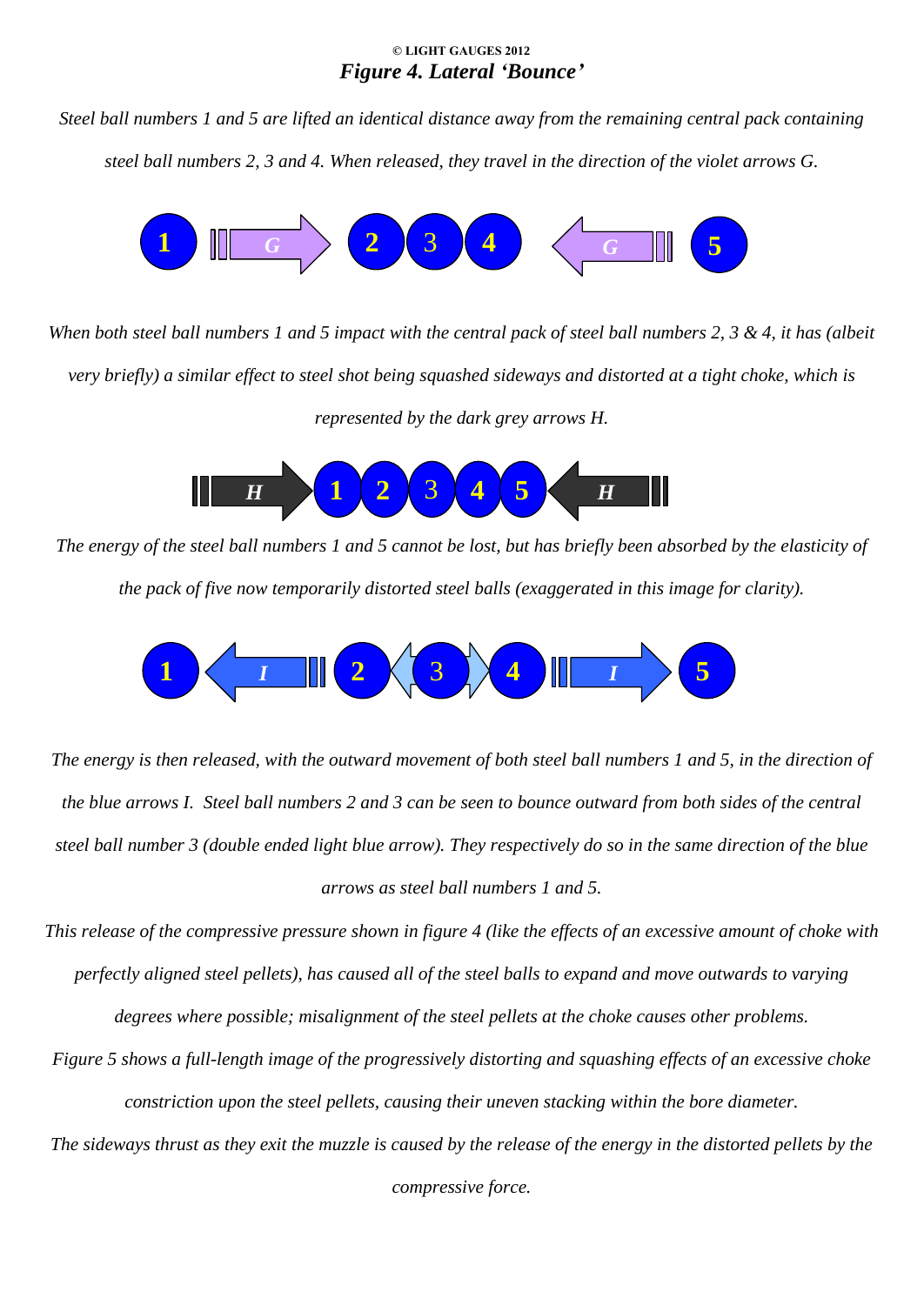© LIGHT GAUGES 2012

***Figure 4. Lateral 'Bounce'***

*Steel ball numbers 1 and 5 are lifted an identical distance away from the remaining central pack containing steel ball numbers 2, 3 and 4. When released, they travel in the direction of the violet arrows G.*

*When both steel ball numbers 1 and 5 impact with the central pack of steel ball numbers 2, 3 & 4, it has (albeit very briefly) a similar effect to steel shot being squashed sideways and distorted at a tight choke, which is represented by the dark grey arrows H.*

*The energy of the steel ball numbers 1 and 5 cannot be lost, but has briefly been absorbed by the elasticity of the pack of five now temporarily distorted steel balls (exaggerated in this image for clarity).*

*The energy is then released, with the outward movement of both steel ball numbers 1 and 5, in the direction of the blue arrows I. Steel ball numbers 2 and 3 can be seen to bounce outward from both sides of the central steel ball number 3 (double ended light blue arrow). They respectively do so in the same direction of the blue arrows as steel ball numbers 1 and 5.*

*This release of the compressive pressure shown in figure 4 (like the effects of an excessive amount of choke with perfectly aligned steel pellets), has caused all of the steel balls to expand and move outwards to varying degrees where possible; misalignment of the steel pellets at the choke causes other problems.*

*Figure 5 shows a full-length image of the progressively distorting and squashing effects of an excessive choke constriction upon the steel pellets, causing their uneven stacking within the bore diameter.*

*The sideways thrust as they exit the muzzle is caused by the release of the energy in the distorted pellets by the compressive force.*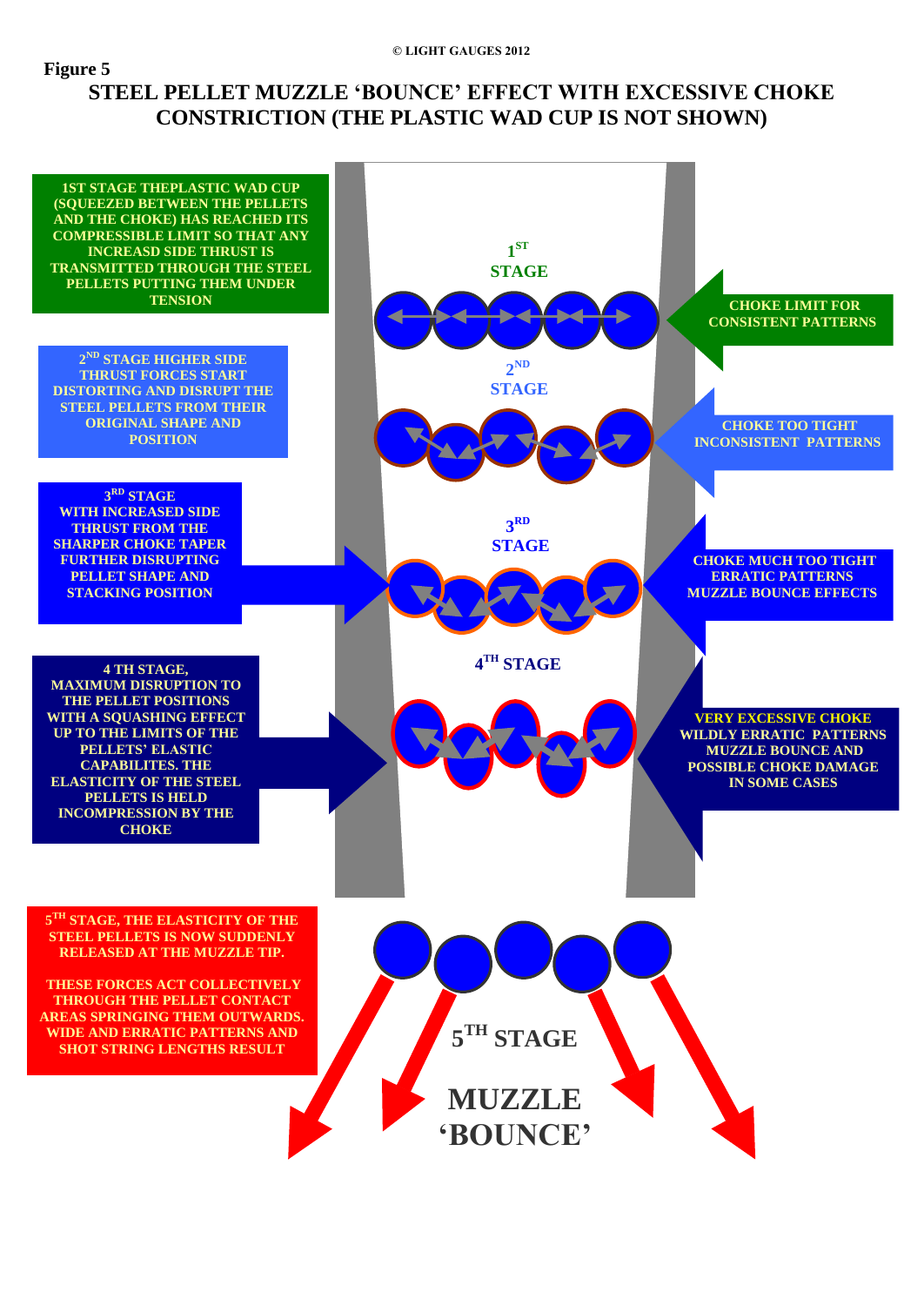© LIGHT GAUGES 2012

**Figure 5**

## STEEL PELLET MUZZLE 'BOUNCE' EFFECT WITH EXCESSIVE CHOKE CONSTRICTION (THE PLASTIC WAD CUP IS NOT SHOWN)

1ST STAGE THEPLASTIC WAD CUP (SQUEEZED BETWEEN THE PELLETS AND THE CHOKE) HAS REACHED ITS COMPRESSIBLE LIMIT SO THAT ANY INCREASD SIDE THRUST IS TRANSMITTED THROUGH THE STEEL PELLETS PUTTING THEM UNDER TENSION

1ST STAGE

CHOKE LIMIT FOR CONSISTENT PATTERNS

2ND STAGE HIGHER SIDE THRUST FORCES START DISTORTING AND DISRUPT THE STEEL PELLETS FROM THEIR ORIGINAL SHAPE AND POSITION

2ND STAGE

CHOKE TOO TIGHT INCONSISTENT PATTERNS

3RD STAGE WITH INCREASED SIDE THRUST FROM THE SHARPER CHOKE TAPER FURTHER DISRUPTING PELLET SHAPE AND STACKING POSITION

3RD STAGE

CHOKE MUCH TOO TIGHT ERRATIC PATTERNS MUZZLE BOUNCE EFFECTS

4 TH STAGE, MAXIMUM DISRUPTION TO THE PELLET POSITIONS WITH A SQUASHING EFFECT UP TO THE LIMITS OF THE PELLETS' ELASTIC CAPABILITES. THE ELASTICITY OF THE STEEL PELLETS IS HELD INCOMPRESSION BY THE CHOKE

4TH STAGE

VERY EXCESSIVE CHOKE WILDLY ERRATIC PATTERNS MUZZLE BOUNCE AND POSSIBLE CHOKE DAMAGE IN SOME CASES

5TH STAGE, THE ELASTICITY OF THE STEEL PELLETS IS NOW SUDDENLY RELEASED AT THE MUZZLE TIP.

THESE FORCES ACT COLLECTIVELY THROUGH THE PELLET CONTACT AREAS SPRINGING THEM OUTWARDS. WIDE AND ERRATIC PATTERNS AND SHOT STRING LENGTHS RESULT

5TH STAGE

MUZZLE 'BOUNCE'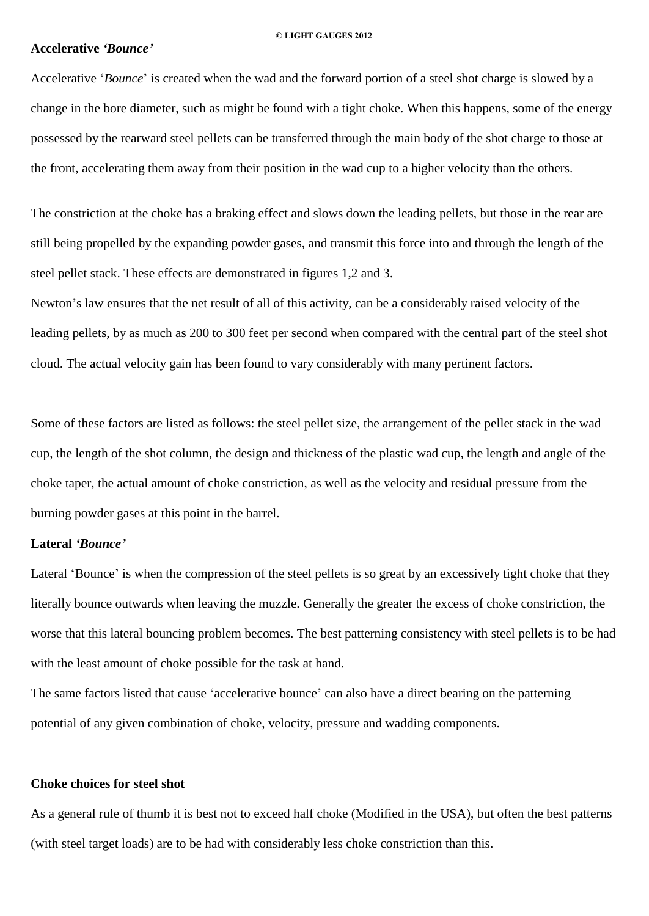**Accelerative *'Bounce'***

Accelerative '*Bounce*' is created when the wad and the forward portion of a steel shot charge is slowed by a change in the bore diameter, such as might be found with a tight choke. When this happens, some of the energy possessed by the rearward steel pellets can be transferred through the main body of the shot charge to those at the front, accelerating them away from their position in the wad cup to a higher velocity than the others.

The constriction at the choke has a braking effect and slows down the leading pellets, but those in the rear are still being propelled by the expanding powder gases, and transmit this force into and through the length of the steel pellet stack. These effects are demonstrated in figures 1,2 and 3.

Newton's law ensures that the net result of all of this activity, can be a considerably raised velocity of the leading pellets, by as much as 200 to 300 feet per second when compared with the central part of the steel shot cloud. The actual velocity gain has been found to vary considerably with many pertinent factors.

Some of these factors are listed as follows: the steel pellet size, the arrangement of the pellet stack in the wad cup, the length of the shot column, the design and thickness of the plastic wad cup, the length and angle of the choke taper, the actual amount of choke constriction, as well as the velocity and residual pressure from the burning powder gases at this point in the barrel.

**Lateral *'Bounce'***

Lateral 'Bounce' is when the compression of the steel pellets is so great by an excessively tight choke that they literally bounce outwards when leaving the muzzle. Generally the greater the excess of choke constriction, the worse that this lateral bouncing problem becomes. The best patterning consistency with steel pellets is to be had with the least amount of choke possible for the task at hand.

The same factors listed that cause 'accelerative bounce' can also have a direct bearing on the patterning potential of any given combination of choke, velocity, pressure and wadding components.

**Choke choices for steel shot**

As a general rule of thumb it is best not to exceed half choke (Modified in the USA), but often the best patterns (with steel target loads) are to be had with considerably less choke constriction than this.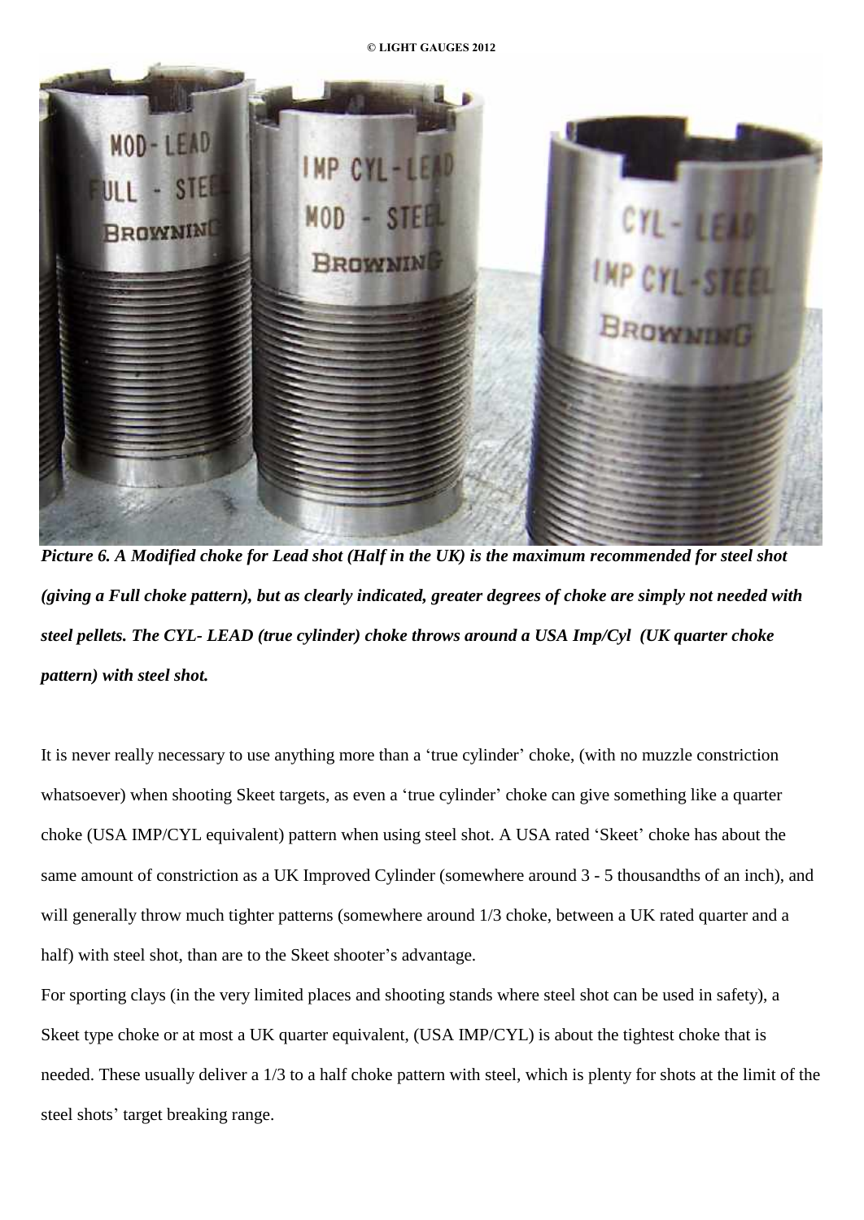*Picture 6. A Modified choke for Lead shot (Half in the UK) is the maximum recommended for steel shot (giving a Full choke pattern), but as clearly indicated, greater degrees of choke are simply not needed with steel pellets. The CYL- LEAD (true cylinder) choke throws around a USA Imp/Cyl (UK quarter choke pattern) with steel shot.*

It is never really necessary to use anything more than a 'true cylinder' choke, (with no muzzle constriction whatsoever) when shooting Skeet targets, as even a 'true cylinder' choke can give something like a quarter choke (USA IMP/CYL equivalent) pattern when using steel shot. A USA rated 'Skeet' choke has about the same amount of constriction as a UK Improved Cylinder (somewhere around 3 - 5 thousandths of an inch), and will generally throw much tighter patterns (somewhere around 1/3 choke, between a UK rated quarter and a half) with steel shot, than are to the Skeet shooter's advantage.

For sporting clays (in the very limited places and shooting stands where steel shot can be used in safety), a Skeet type choke or at most a UK quarter equivalent, (USA IMP/CYL) is about the tightest choke that is needed. These usually deliver a 1/3 to a half choke pattern with steel, which is plenty for shots at the limit of the steel shots' target breaking range.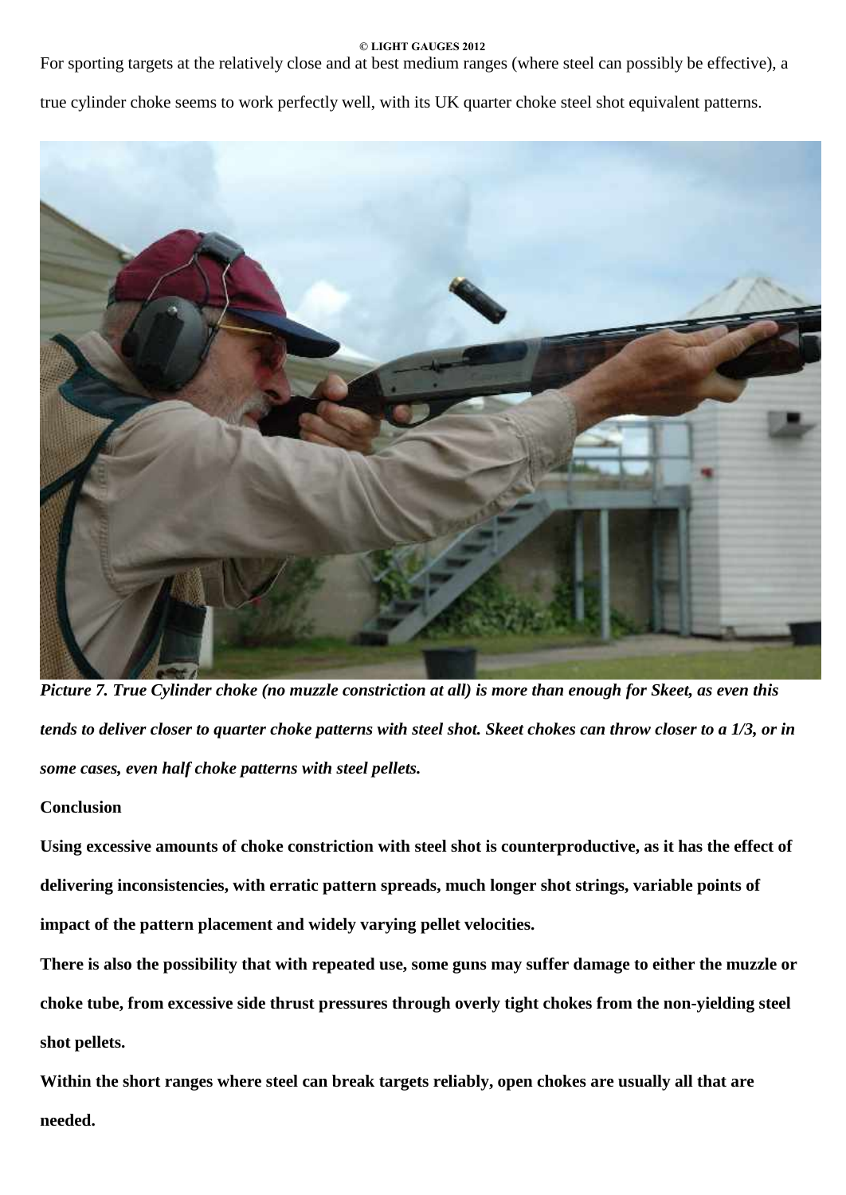For sporting targets at the relatively close and at best medium ranges (where steel can possibly be effective), a true cylinder choke seems to work perfectly well, with its UK quarter choke steel shot equivalent patterns.

***Picture 7. True Cylinder choke (no muzzle constriction at all) is more than enough for Skeet, as even this tends to deliver closer to quarter choke patterns with steel shot. Skeet chokes can throw closer to a 1/3, or in some cases, even half choke patterns with steel pellets.***

**Conclusion**

**Using excessive amounts of choke constriction with steel shot is counterproductive, as it has the effect of delivering inconsistencies, with erratic pattern spreads, much longer shot strings, variable points of impact of the pattern placement and widely varying pellet velocities.**

**There is also the possibility that with repeated use, some guns may suffer damage to either the muzzle or choke tube, from excessive side thrust pressures through overly tight chokes from the non-yielding steel shot pellets.**

**Within the short ranges where steel can break targets reliably, open chokes are usually all that are needed.**